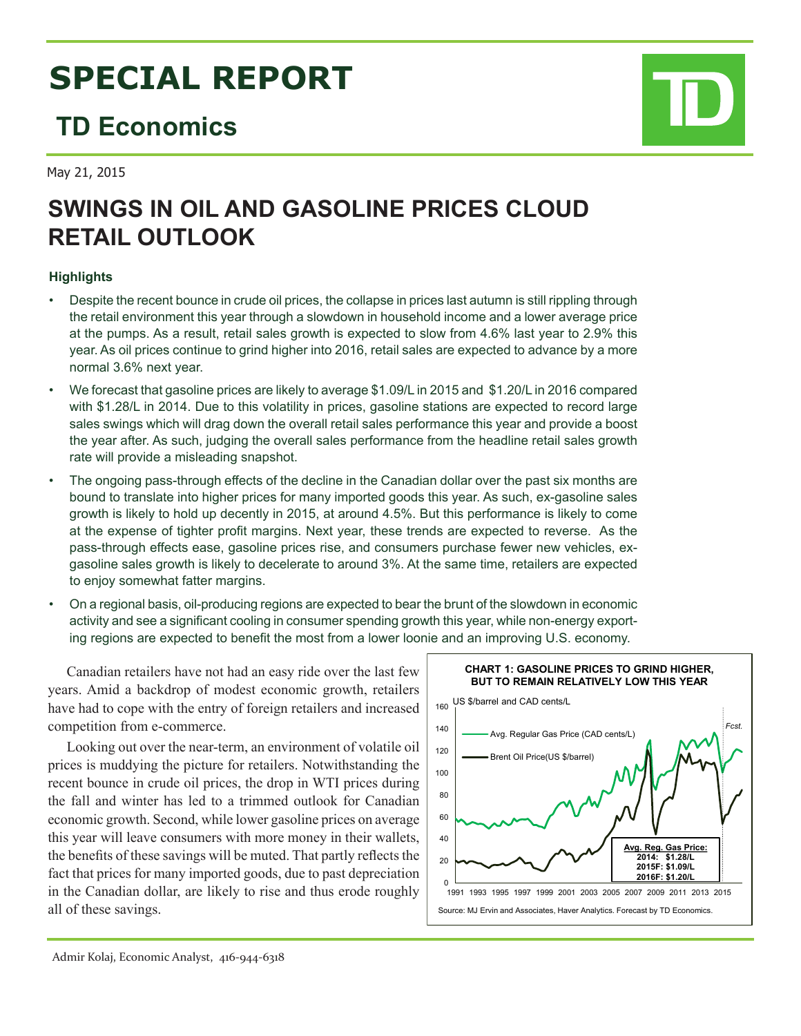# SPECIAL REPORT

## TD Economics

May 21, 2015

# SWINGS IN OIL AND GASOLINE PRICES CLOUD RETAIL OUTLOOK

### Highlights

- Despite the recent bounce in crude oil prices, the collapse in prices last autumn is still rippling through the retail environment this year through a slowdown in household income and a lower average price at the pumps. As a result, retail sales growth is expected to slow from 4.6% last year to 2.9% this year. As oil prices continue to grind higher into 2016, retail sales are expected to advance by a more normal 3.6% next year.
- We forecast that gasoline prices are likely to average $1.09/L in 2015 and $1.20/L in 2016 compared with $1.28/L in 2014. Due to this volatility in prices, gasoline stations are expected to record large sales swings which will drag down the overall retail sales performance this year and provide a boost the year after. As such, judging the overall sales performance from the headline retail sales growth rate will provide a misleading snapshot.
- The ongoing pass-through effects of the decline in the Canadian dollar over the past six months are bound to translate into higher prices for many imported goods this year. As such, ex-gasoline sales growth is likely to hold up decently in 2015, at around 4.5%. But this performance is likely to come at the expense of tighter profit margins. Next year, these trends are expected to reverse. As the pass-through effects ease, gasoline prices rise, and consumers purchase fewer new vehicles, ex-gasoline sales growth is likely to decelerate to around 3%. At the same time, retailers are expected to enjoy somewhat fatter margins.
- On a regional basis, oil-producing regions are expected to bear the brunt of the slowdown in economic activity and see a significant cooling in consumer spending growth this year, while non-energy exporting regions are expected to benefit the most from a lower loonie and an improving U.S. economy.

Canadian retailers have not had an easy ride over the last few years. Amid a backdrop of modest economic growth, retailers have had to cope with the entry of foreign retailers and increased competition from e-commerce.

Looking out over the near-term, an environment of volatile oil prices is muddying the picture for retailers. Notwithstanding the recent bounce in crude oil prices, the drop in WTI prices during the fall and winter has led to a trimmed outlook for Canadian economic growth. Second, while lower gasoline prices on average this year will leave consumers with more money in their wallets, the benefits of these savings will be muted. That partly reflects the fact that prices for many imported goods, due to past depreciation in the Canadian dollar, are likely to rise and thus erode roughly all of these savings.

**CHART 1: GASOLINE PRICES TO GRIND HIGHER, BUT TO REMAIN RELATIVELY LOW THIS YEAR**

US $/barrel and CAD cents/L

- Avg. Regular Gas Price (CAD cents/L)
- Brent Oil Price(US $/barrel)

| Avg. Reg. Gas Price: | |
|---|---|
| 2014: | $1.28/L |
| 2015F: | $1.09/L |
| 2016F: | $1.20/L |

Source: MJ Ervin and Associates, Haver Analytics. Forecast by TD Economics.

Admir Kolaj, Economic Analyst, 416-944-6318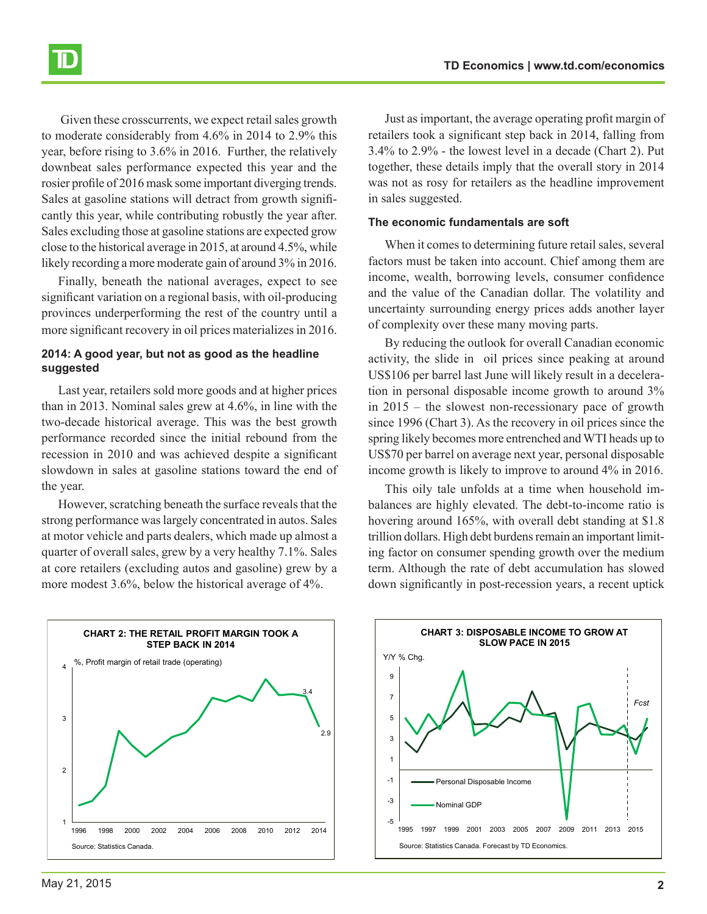Given these crosscurrents, we expect retail sales growth to moderate considerably from 4.6% in 2014 to 2.9% this year, before rising to 3.6% in 2016. Further, the relatively downbeat sales performance expected this year and the rosier profile of 2016 mask some important diverging trends. Sales at gasoline stations will detract from growth significantly this year, while contributing robustly the year after. Sales excluding those at gasoline stations are expected grow close to the historical average in 2015, at around 4.5%, while likely recording a more moderate gain of around 3% in 2016.

Finally, beneath the national averages, expect to see significant variation on a regional basis, with oil-producing provinces underperforming the rest of the country until a more significant recovery in oil prices materializes in 2016.

### 2014: A good year, but not as good as the headline suggested

Last year, retailers sold more goods and at higher prices than in 2013. Nominal sales grew at 4.6%, in line with the two-decade historical average. This was the best growth performance recorded since the initial rebound from the recession in 2010 and was achieved despite a significant slowdown in sales at gasoline stations toward the end of the year.

However, scratching beneath the surface reveals that the strong performance was largely concentrated in autos. Sales at motor vehicle and parts dealers, which made up almost a quarter of overall sales, grew by a very healthy 7.1%. Sales at core retailers (excluding autos and gasoline) grew by a more modest 3.6%, below the historical average of 4%.

Just as important, the average operating profit margin of retailers took a significant step back in 2014, falling from 3.4% to 2.9% - the lowest level in a decade (Chart 2). Put together, these details imply that the overall story in 2014 was not as rosy for retailers as the headline improvement in sales suggested.

### The economic fundamentals are soft

When it comes to determining future retail sales, several factors must be taken into account. Chief among them are income, wealth, borrowing levels, consumer confidence and the value of the Canadian dollar. The volatility and uncertainty surrounding energy prices adds another layer of complexity over these many moving parts.

By reducing the outlook for overall Canadian economic activity, the slide in oil prices since peaking at around US$106 per barrel last June will likely result in a deceleration in personal disposable income growth to around 3% in 2015 – the slowest non-recessionary pace of growth since 1996 (Chart 3). As the recovery in oil prices since the spring likely becomes more entrenched and WTI heads up to US$70 per barrel on average next year, personal disposable income growth is likely to improve to around 4% in 2016.

This oily tale unfolds at a time when household imbalances are highly elevated. The debt-to-income ratio is hovering around 165%, with overall debt standing at $1.8 trillion dollars. High debt burdens remain an important limiting factor on consumer spending growth over the medium term. Although the rate of debt accumulation has slowed down significantly in post-recession years, a recent uptick

**CHART 2: THE RETAIL PROFIT MARGIN TOOK A STEP BACK IN 2014**

Source: Statistics Canada.

**CHART 3: DISPOSABLE INCOME TO GROW AT SLOW PACE IN 2015**

Source: Statistics Canada. Forecast by TD Economics.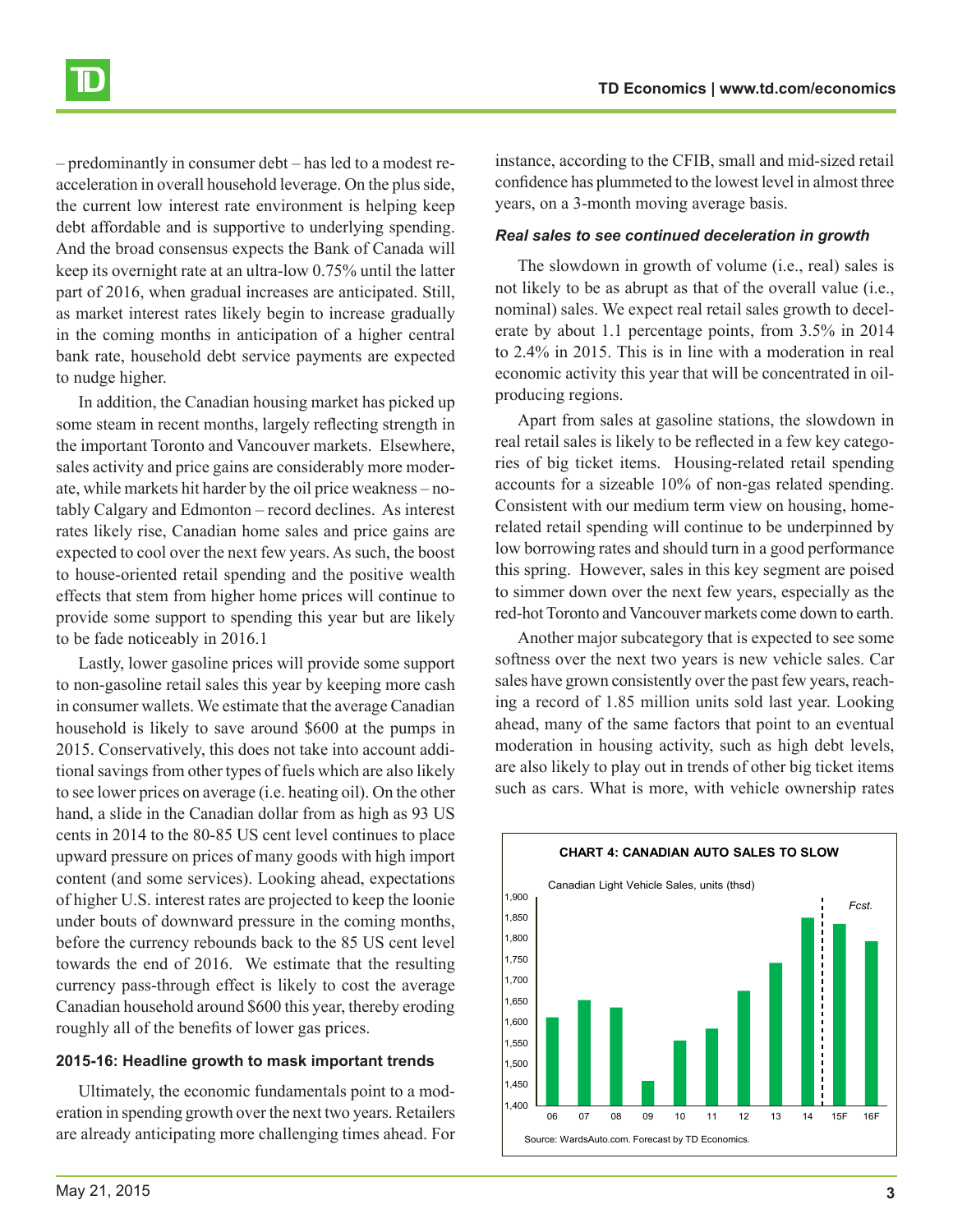– predominantly in consumer debt – has led to a modest re-acceleration in overall household leverage. On the plus side, the current low interest rate environment is helping keep debt affordable and is supportive to underlying spending. And the broad consensus expects the Bank of Canada will keep its overnight rate at an ultra-low 0.75% until the latter part of 2016, when gradual increases are anticipated. Still, as market interest rates likely begin to increase gradually in the coming months in anticipation of a higher central bank rate, household debt service payments are expected to nudge higher.

In addition, the Canadian housing market has picked up some steam in recent months, largely reflecting strength in the important Toronto and Vancouver markets. Elsewhere, sales activity and price gains are considerably more moderate, while markets hit harder by the oil price weakness – notably Calgary and Edmonton – record declines. As interest rates likely rise, Canadian home sales and price gains are expected to cool over the next few years. As such, the boost to house-oriented retail spending and the positive wealth effects that stem from higher home prices will continue to provide some support to spending this year but are likely to be fade noticeably in 2016.1

Lastly, lower gasoline prices will provide some support to non-gasoline retail sales this year by keeping more cash in consumer wallets. We estimate that the average Canadian household is likely to save around $600 at the pumps in 2015. Conservatively, this does not take into account additional savings from other types of fuels which are also likely to see lower prices on average (i.e. heating oil). On the other hand, a slide in the Canadian dollar from as high as 93 US cents in 2014 to the 80-85 US cent level continues to place upward pressure on prices of many goods with high import content (and some services). Looking ahead, expectations of higher U.S. interest rates are projected to keep the loonie under bouts of downward pressure in the coming months, before the currency rebounds back to the 85 US cent level towards the end of 2016. We estimate that the resulting currency pass-through effect is likely to cost the average Canadian household around $600 this year, thereby eroding roughly all of the benefits of lower gas prices.

### 2015-16: Headline growth to mask important trends

Ultimately, the economic fundamentals point to a moderation in spending growth over the next two years. Retailers are already anticipating more challenging times ahead. For instance, according to the CFIB, small and mid-sized retail confidence has plummeted to the lowest level in almost three years, on a 3-month moving average basis.

### *Real sales to see continued deceleration in growth*

The slowdown in growth of volume (i.e., real) sales is not likely to be as abrupt as that of the overall value (i.e., nominal) sales. We expect real retail sales growth to decelerate by about 1.1 percentage points, from 3.5% in 2014 to 2.4% in 2015. This is in line with a moderation in real economic activity this year that will be concentrated in oil-producing regions.

Apart from sales at gasoline stations, the slowdown in real retail sales is likely to be reflected in a few key categories of big ticket items. Housing-related retail spending accounts for a sizeable 10% of non-gas related spending. Consistent with our medium term view on housing, home-related retail spending will continue to be underpinned by low borrowing rates and should turn in a good performance this spring. However, sales in this key segment are poised to simmer down over the next few years, especially as the red-hot Toronto and Vancouver markets come down to earth.

Another major subcategory that is expected to see some softness over the next two years is new vehicle sales. Car sales have grown consistently over the past few years, reaching a record of 1.85 million units sold last year. Looking ahead, many of the same factors that point to an eventual moderation in housing activity, such as high debt levels, are also likely to play out in trends of other big ticket items such as cars. What is more, with vehicle ownership rates

**CHART 4: CANADIAN AUTO SALES TO SLOW**

Canadian Light Vehicle Sales, units (thsd)

| Year | 06 | 07 | 08 | 09 | 10 | 11 | 12 | 13 | 14 | 15F | 16F |
|---|---|---|---|---|---|---|---|---|---|---|---|
| Units (thsd, approx.) | 1,610 | 1,650 | 1,635 | 1,460 | 1,555 | 1,585 | 1,675 | 1,740 | 1,850 | 1,835 | 1,795 |

Source: WardsAuto.com. Forecast by TD Economics.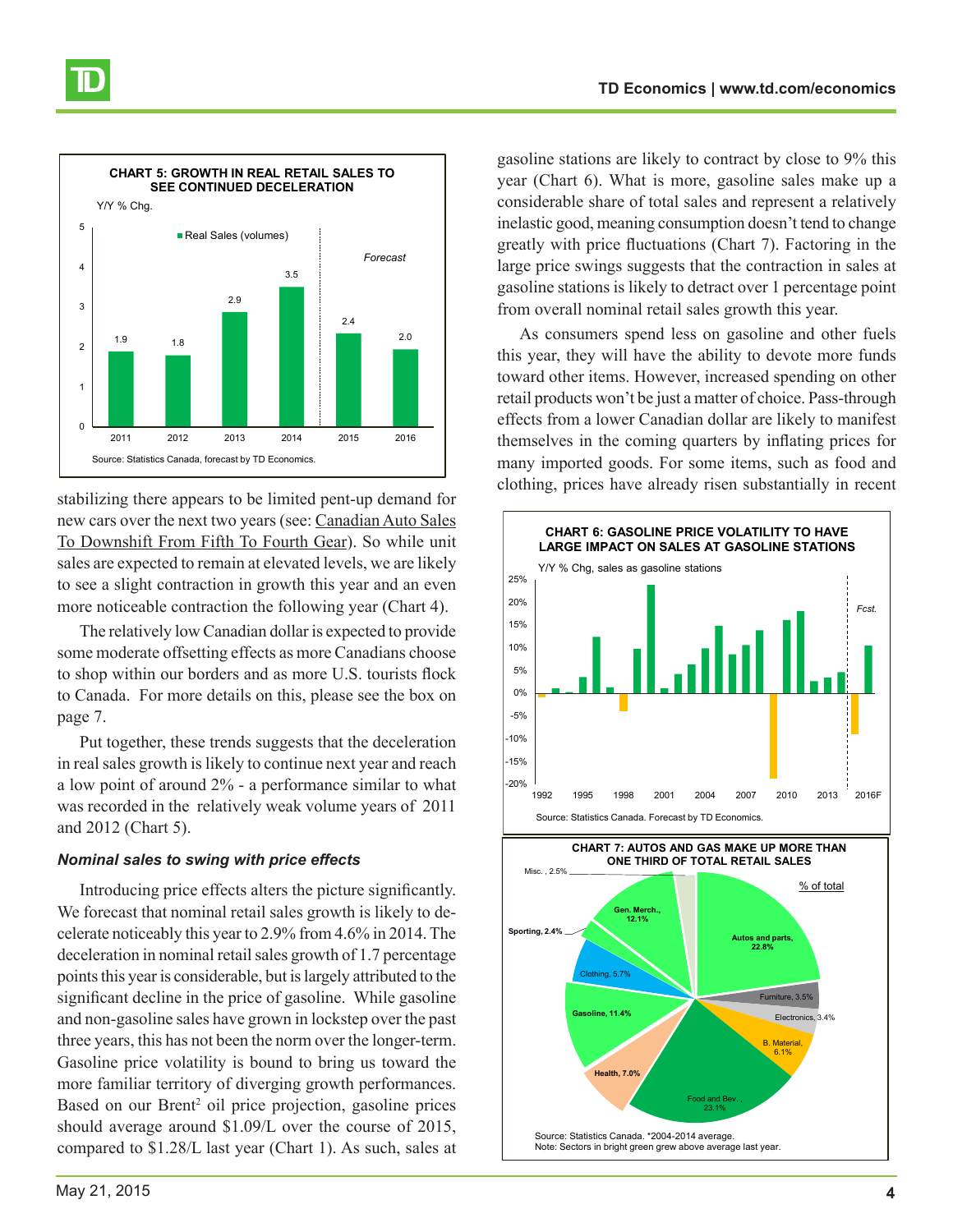**CHART 5: GROWTH IN REAL RETAIL SALES TO SEE CONTINUED DECELERATION**

Y/Y % Chg.

| Year | Real Sales (volumes) |
|---|---|
| 2011 | 1.9 |
| 2012 | 1.8 |
| 2013 | 2.9 |
| 2014 | 3.5 |
| 2015 (Forecast) | 2.4 |
| 2016 (Forecast) | 2.0 |

Source: Statistics Canada, forecast by TD Economics.

stabilizing there appears to be limited pent-up demand for new cars over the next two years (see: Canadian Auto Sales To Downshift From Fifth To Fourth Gear). So while unit sales are expected to remain at elevated levels, we are likely to see a slight contraction in growth this year and an even more noticeable contraction the following year (Chart 4).

The relatively low Canadian dollar is expected to provide some moderate offsetting effects as more Canadians choose to shop within our borders and as more U.S. tourists flock to Canada. For more details on this, please see the box on page 7.

Put together, these trends suggests that the deceleration in real sales growth is likely to continue next year and reach a low point of around 2% - a performance similar to what was recorded in the relatively weak volume years of 2011 and 2012 (Chart 5).

### *Nominal sales to swing with price effects*

Introducing price effects alters the picture significantly. We forecast that nominal retail sales growth is likely to decelerate noticeably this year to 2.9% from 4.6% in 2014. The deceleration in nominal retail sales growth of 1.7 percentage points this year is considerable, but is largely attributed to the significant decline in the price of gasoline. While gasoline and non-gasoline sales have grown in lockstep over the past three years, this has not been the norm over the longer-term. Gasoline price volatility is bound to bring us toward the more familiar territory of diverging growth performances. Based on our Brent[2] oil price projection, gasoline prices should average around $1.09/L over the course of 2015, compared to $1.28/L last year (Chart 1). As such, sales at gasoline stations are likely to contract by close to 9% this year (Chart 6). What is more, gasoline sales make up a considerable share of total sales and represent a relatively inelastic good, meaning consumption doesn't tend to change greatly with price fluctuations (Chart 7). Factoring in the large price swings suggests that the contraction in sales at gasoline stations is likely to detract over 1 percentage point from overall nominal retail sales growth this year.

As consumers spend less on gasoline and other fuels this year, they will have the ability to devote more funds toward other items. However, increased spending on other retail products won't be just a matter of choice. Pass-through effects from a lower Canadian dollar are likely to manifest themselves in the coming quarters by inflating prices for many imported goods. For some items, such as food and clothing, prices have already risen substantially in recent

**CHART 6: GASOLINE PRICE VOLATILITY TO HAVE LARGE IMPACT ON SALES AT GASOLINE STATIONS**

Y/Y % Chg, sales as gasoline stations

Source: Statistics Canada. Forecast by TD Economics.

**CHART 7: AUTOS AND GAS MAKE UP MORE THAN ONE THIRD OF TOTAL RETAIL SALES**

| Sector | % of total |
|---|---|
| Autos and parts | 22.8% |
| Furniture | 3.5% |
| Electronics | 3.4% |
| B. Material | 6.1% |
| Food and Bev. | 23.1% |
| Health | 7.0% |
| Gasoline | 11.4% |
| Clothing | 5.7% |
| Sporting | 2.4% |
| Gen. Merch. | 12.1% |
| Misc. | 2.5% |

Source: Statistics Canada. *2004-2014 average.
Note: Sectors in bright green grew above average last year.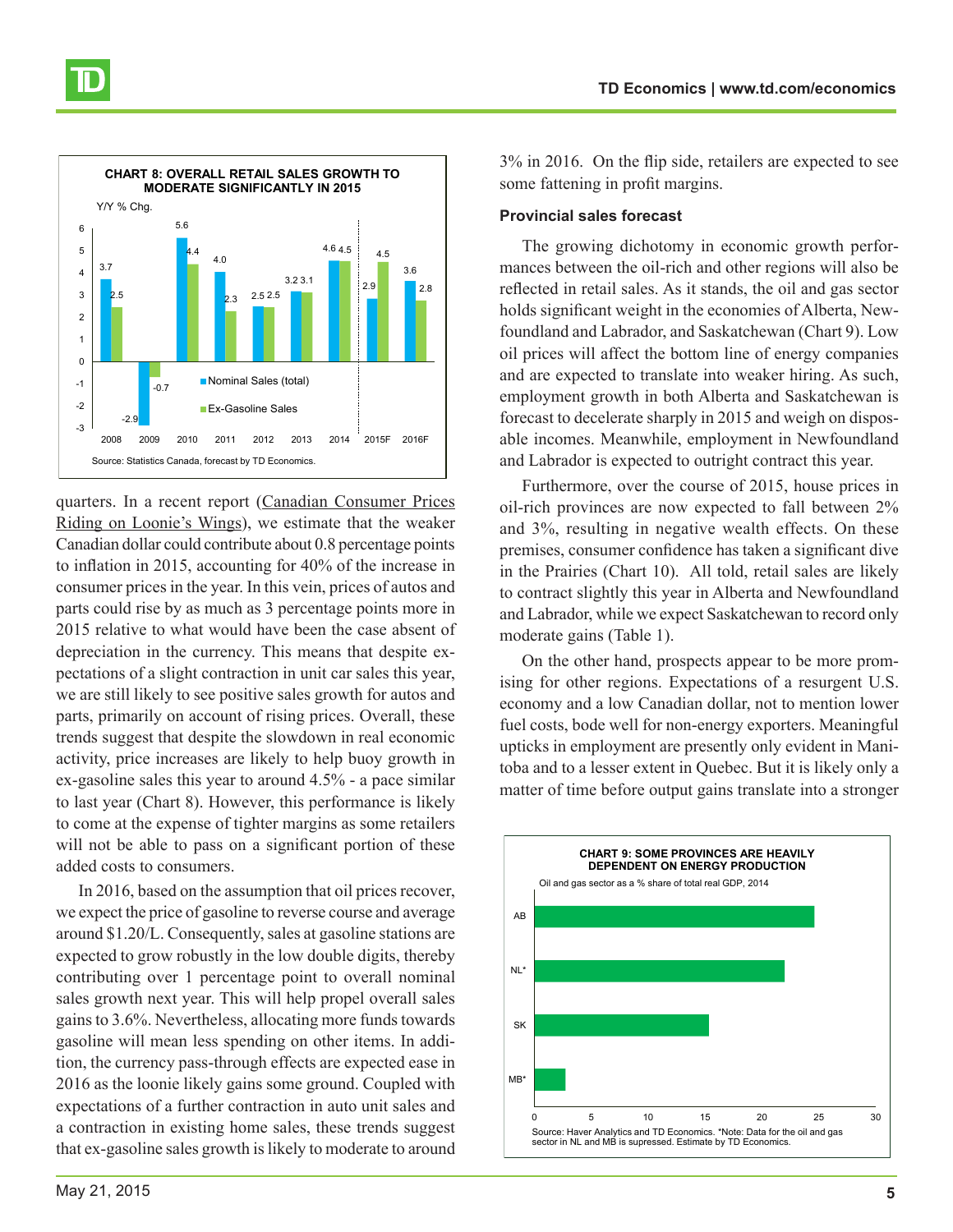**CHART 8: OVERALL RETAIL SALES GROWTH TO MODERATE SIGNIFICANTLY IN 2015**

Y/Y % Chg.

| | Nominal Sales (total) | Ex-Gasoline Sales |
|---|---|---|
| 2008 | 3.7 | 2.5 |
| 2009 | -2.9 | -0.7 |
| 2010 | 5.6 | 4.4 |
| 2011 | 4.0 | 2.3 |
| 2012 | 2.5 | 2.5 |
| 2013 | 3.2 | 3.1 |
| 2014 | 4.6 | 4.5 |
| 2015F | 2.9 | 4.5 |
| 2016F | 3.6 | 2.8 |

Source: Statistics Canada, forecast by TD Economics.

quarters. In a recent report (Canadian Consumer Prices Riding on Loonie's Wings), we estimate that the weaker Canadian dollar could contribute about 0.8 percentage points to inflation in 2015, accounting for 40% of the increase in consumer prices in the year. In this vein, prices of autos and parts could rise by as much as 3 percentage points more in 2015 relative to what would have been the case absent of depreciation in the currency. This means that despite expectations of a slight contraction in unit car sales this year, we are still likely to see positive sales growth for autos and parts, primarily on account of rising prices. Overall, these trends suggest that despite the slowdown in real economic activity, price increases are likely to help buoy growth in ex-gasoline sales this year to around 4.5% - a pace similar to last year (Chart 8). However, this performance is likely to come at the expense of tighter margins as some retailers will not be able to pass on a significant portion of these added costs to consumers.

In 2016, based on the assumption that oil prices recover, we expect the price of gasoline to reverse course and average around $1.20/L. Consequently, sales at gasoline stations are expected to grow robustly in the low double digits, thereby contributing over 1 percentage point to overall nominal sales growth next year. This will help propel overall sales gains to 3.6%. Nevertheless, allocating more funds towards gasoline will mean less spending on other items. In addition, the currency pass-through effects are expected ease in 2016 as the loonie likely gains some ground. Coupled with expectations of a further contraction in auto unit sales and a contraction in existing home sales, these trends suggest that ex-gasoline sales growth is likely to moderate to around 3% in 2016. On the flip side, retailers are expected to see some fattening in profit margins.

### Provincial sales forecast

The growing dichotomy in economic growth performances between the oil-rich and other regions will also be reflected in retail sales. As it stands, the oil and gas sector holds significant weight in the economies of Alberta, Newfoundland and Labrador, and Saskatchewan (Chart 9). Low oil prices will affect the bottom line of energy companies and are expected to translate into weaker hiring. As such, employment growth in both Alberta and Saskatchewan is forecast to decelerate sharply in 2015 and weigh on disposable incomes. Meanwhile, employment in Newfoundland and Labrador is expected to outright contract this year.

Furthermore, over the course of 2015, house prices in oil-rich provinces are now expected to fall between 2% and 3%, resulting in negative wealth effects. On these premises, consumer confidence has taken a significant dive in the Prairies (Chart 10). All told, retail sales are likely to contract slightly this year in Alberta and Newfoundland and Labrador, while we expect Saskatchewan to record only moderate gains (Table 1).

On the other hand, prospects appear to be more promising for other regions. Expectations of a resurgent U.S. economy and a low Canadian dollar, not to mention lower fuel costs, bode well for non-energy exporters. Meaningful upticks in employment are presently only evident in Manitoba and to a lesser extent in Quebec. But it is likely only a matter of time before output gains translate into a stronger

**CHART 9: SOME PROVINCES ARE HEAVILY DEPENDENT ON ENERGY PRODUCTION**

Oil and gas sector as a % share of total real GDP, 2014

| Province | Share (%) |
|---|---|
| AB | ~24.5 |
| NL* | ~22 |
| SK | ~15 |
| MB* | ~2.7 |

Source: Haver Analytics and TD Economics. *Note: Data for the oil and gas sector in NL and MB is supressed. Estimate by TD Economics.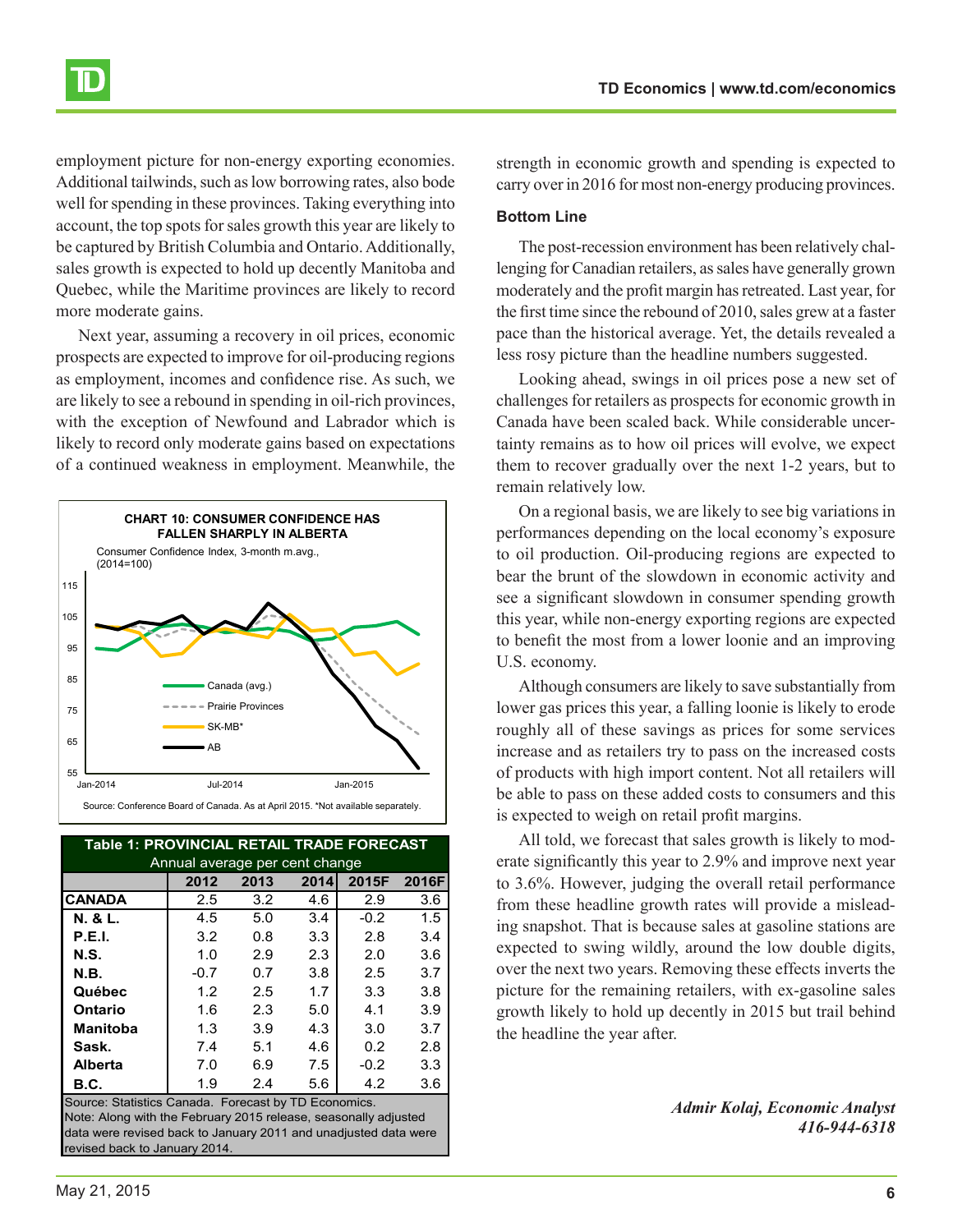employment picture for non-energy exporting economies. Additional tailwinds, such as low borrowing rates, also bode well for spending in these provinces. Taking everything into account, the top spots for sales growth this year are likely to be captured by British Columbia and Ontario. Additionally, sales growth is expected to hold up decently Manitoba and Quebec, while the Maritime provinces are likely to record more moderate gains.

Next year, assuming a recovery in oil prices, economic prospects are expected to improve for oil-producing regions as employment, incomes and confidence rise. As such, we are likely to see a rebound in spending in oil-rich provinces, with the exception of Newfound and Labrador which is likely to record only moderate gains based on expectations of a continued weakness in employment. Meanwhile, the strength in economic growth and spending is expected to carry over in 2016 for most non-energy producing provinces.

**CHART 10: CONSUMER CONFIDENCE HAS FALLEN SHARPLY IN ALBERTA**

Consumer Confidence Index, 3-month m.avg., (2014=100)

Source: Conference Board of Canada. As at April 2015. *Not available separately.

**Table 1: PROVINCIAL RETAIL TRADE FORECAST**
Annual average per cent change

| | 2012 | 2013 | 2014 | 2015F | 2016F |
|---|---|---|---|---|---|
| **CANADA** | 2.5 | 3.2 | 4.6 | 2.9 | 3.6 |
| **N. & L.** | 4.5 | 5.0 | 3.4 | -0.2 | 1.5 |
| **P.E.I.** | 3.2 | 0.8 | 3.3 | 2.8 | 3.4 |
| **N.S.** | 1.0 | 2.9 | 2.3 | 2.0 | 3.6 |
| **N.B.** | -0.7 | 0.7 | 3.8 | 2.5 | 3.7 |
| **Québec** | 1.2 | 2.5 | 1.7 | 3.3 | 3.8 |
| **Ontario** | 1.6 | 2.3 | 5.0 | 4.1 | 3.9 |
| **Manitoba** | 1.3 | 3.9 | 4.3 | 3.0 | 3.7 |
| **Sask.** | 7.4 | 5.1 | 4.6 | 0.2 | 2.8 |
| **Alberta** | 7.0 | 6.9 | 7.5 | -0.2 | 3.3 |
| **B.C.** | 1.9 | 2.4 | 5.6 | 4.2 | 3.6 |

Source: Statistics Canada. Forecast by TD Economics.
Note: Along with the February 2015 release, seasonally adjusted data were revised back to January 2011 and unadjusted data were revised back to January 2014.

## Bottom Line

The post-recession environment has been relatively challenging for Canadian retailers, as sales have generally grown moderately and the profit margin has retreated. Last year, for the first time since the rebound of 2010, sales grew at a faster pace than the historical average. Yet, the details revealed a less rosy picture than the headline numbers suggested.

Looking ahead, swings in oil prices pose a new set of challenges for retailers as prospects for economic growth in Canada have been scaled back. While considerable uncertainty remains as to how oil prices will evolve, we expect them to recover gradually over the next 1-2 years, but to remain relatively low.

On a regional basis, we are likely to see big variations in performances depending on the local economy's exposure to oil production. Oil-producing regions are expected to bear the brunt of the slowdown in economic activity and see a significant slowdown in consumer spending growth this year, while non-energy exporting regions are expected to benefit the most from a lower loonie and an improving U.S. economy.

Although consumers are likely to save substantially from lower gas prices this year, a falling loonie is likely to erode roughly all of these savings as prices for some services increase and as retailers try to pass on the increased costs of products with high import content. Not all retailers will be able to pass on these added costs to consumers and this is expected to weigh on retail profit margins.

All told, we forecast that sales growth is likely to moderate significantly this year to 2.9% and improve next year to 3.6%. However, judging the overall retail performance from these headline growth rates will provide a misleading snapshot. That is because sales at gasoline stations are expected to swing wildly, around the low double digits, over the next two years. Removing these effects inverts the picture for the remaining retailers, with ex-gasoline sales growth likely to hold up decently in 2015 but trail behind the headline the year after.

*Admir Kolaj, Economic Analyst*
*416-944-6318*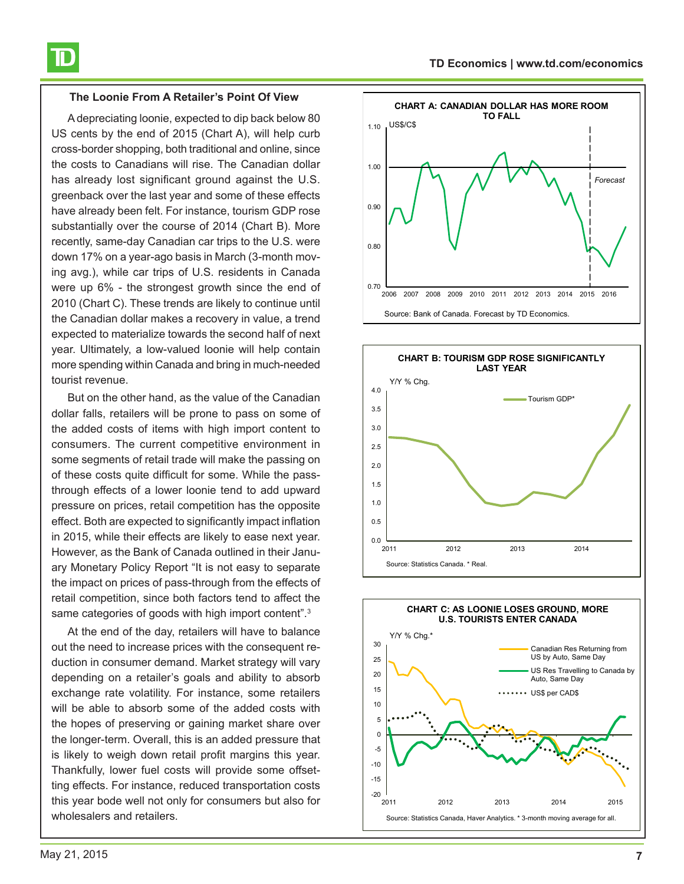### The Loonie From A Retailer's Point Of View

A depreciating loonie, expected to dip back below 80 US cents by the end of 2015 (Chart A), will help curb cross-border shopping, both traditional and online, since the costs to Canadians will rise. The Canadian dollar has already lost significant ground against the U.S. greenback over the last year and some of these effects have already been felt. For instance, tourism GDP rose substantially over the course of 2014 (Chart B). More recently, same-day Canadian car trips to the U.S. were down 17% on a year-ago basis in March (3-month moving avg.), while car trips of U.S. residents in Canada were up 6% - the strongest growth since the end of 2010 (Chart C). These trends are likely to continue until the Canadian dollar makes a recovery in value, a trend expected to materialize towards the second half of next year. Ultimately, a low-valued loonie will help contain more spending within Canada and bring in much-needed tourist revenue.

But on the other hand, as the value of the Canadian dollar falls, retailers will be prone to pass on some of the added costs of items with high import content to consumers. The current competitive environment in some segments of retail trade will make the passing on of these costs quite difficult for some. While the pass-through effects of a lower loonie tend to add upward pressure on prices, retail competition has the opposite effect. Both are expected to significantly impact inflation in 2015, while their effects are likely to ease next year. However, as the Bank of Canada outlined in their January Monetary Policy Report "It is not easy to separate the impact on prices of pass-through from the effects of retail competition, since both factors tend to affect the same categories of goods with high import content".[3]

At the end of the day, retailers will have to balance out the need to increase prices with the consequent reduction in consumer demand. Market strategy will vary depending on a retailer's goals and ability to absorb exchange rate volatility. For instance, some retailers will be able to absorb some of the added costs with the hopes of preserving or gaining market share over the longer-term. Overall, this is an added pressure that is likely to weigh down retail profit margins this year. Thankfully, lower fuel costs will provide some offsetting effects. For instance, reduced transportation costs this year bode well not only for consumers but also for wholesalers and retailers.

**CHART A: CANADIAN DOLLAR HAS MORE ROOM TO FALL**

Source: Bank of Canada. Forecast by TD Economics.

**CHART B: TOURISM GDP ROSE SIGNIFICANTLY LAST YEAR**

Source: Statistics Canada. * Real.

**CHART C: AS LOONIE LOSES GROUND, MORE U.S. TOURISTS ENTER CANADA**

Source: Statistics Canada, Haver Analytics. * 3-month moving average for all.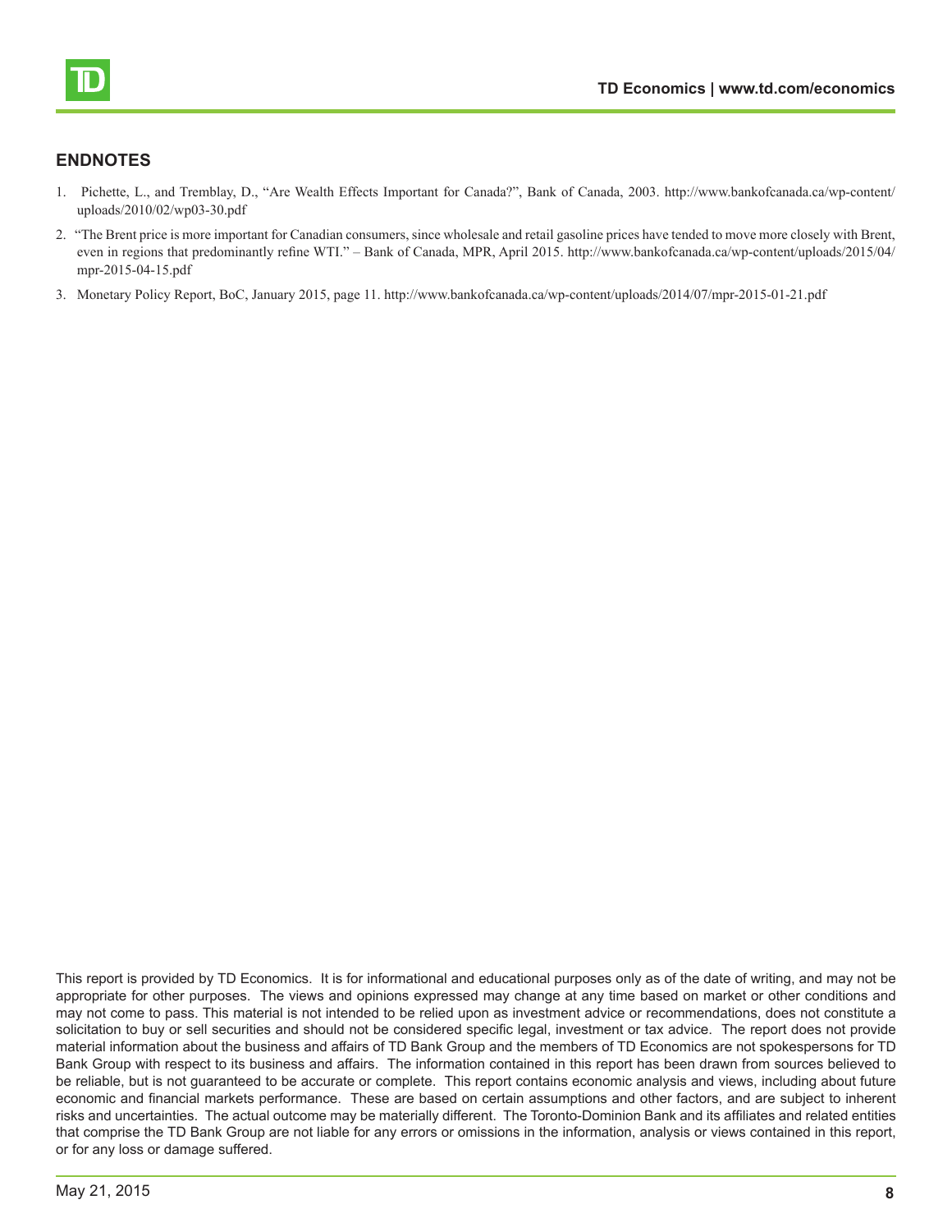## ENDNOTES

1. Pichette, L., and Tremblay, D., "Are Wealth Effects Important for Canada?", Bank of Canada, 2003. http://www.bankofcanada.ca/wp-content/uploads/2010/02/wp03-30.pdf
2. "The Brent price is more important for Canadian consumers, since wholesale and retail gasoline prices have tended to move more closely with Brent, even in regions that predominantly refine WTI." – Bank of Canada, MPR, April 2015. http://www.bankofcanada.ca/wp-content/uploads/2015/04/mpr-2015-04-15.pdf
3. Monetary Policy Report, BoC, January 2015, page 11. http://www.bankofcanada.ca/wp-content/uploads/2014/07/mpr-2015-01-21.pdf

This report is provided by TD Economics. It is for informational and educational purposes only as of the date of writing, and may not be appropriate for other purposes. The views and opinions expressed may change at any time based on market or other conditions and may not come to pass. This material is not intended to be relied upon as investment advice or recommendations, does not constitute a solicitation to buy or sell securities and should not be considered specific legal, investment or tax advice. The report does not provide material information about the business and affairs of TD Bank Group and the members of TD Economics are not spokespersons for TD Bank Group with respect to its business and affairs. The information contained in this report has been drawn from sources believed to be reliable, but is not guaranteed to be accurate or complete. This report contains economic analysis and views, including about future economic and financial markets performance. These are based on certain assumptions and other factors, and are subject to inherent risks and uncertainties. The actual outcome may be materially different. The Toronto-Dominion Bank and its affiliates and related entities that comprise the TD Bank Group are not liable for any errors or omissions in the information, analysis or views contained in this report, or for any loss or damage suffered.

May 21, 2015